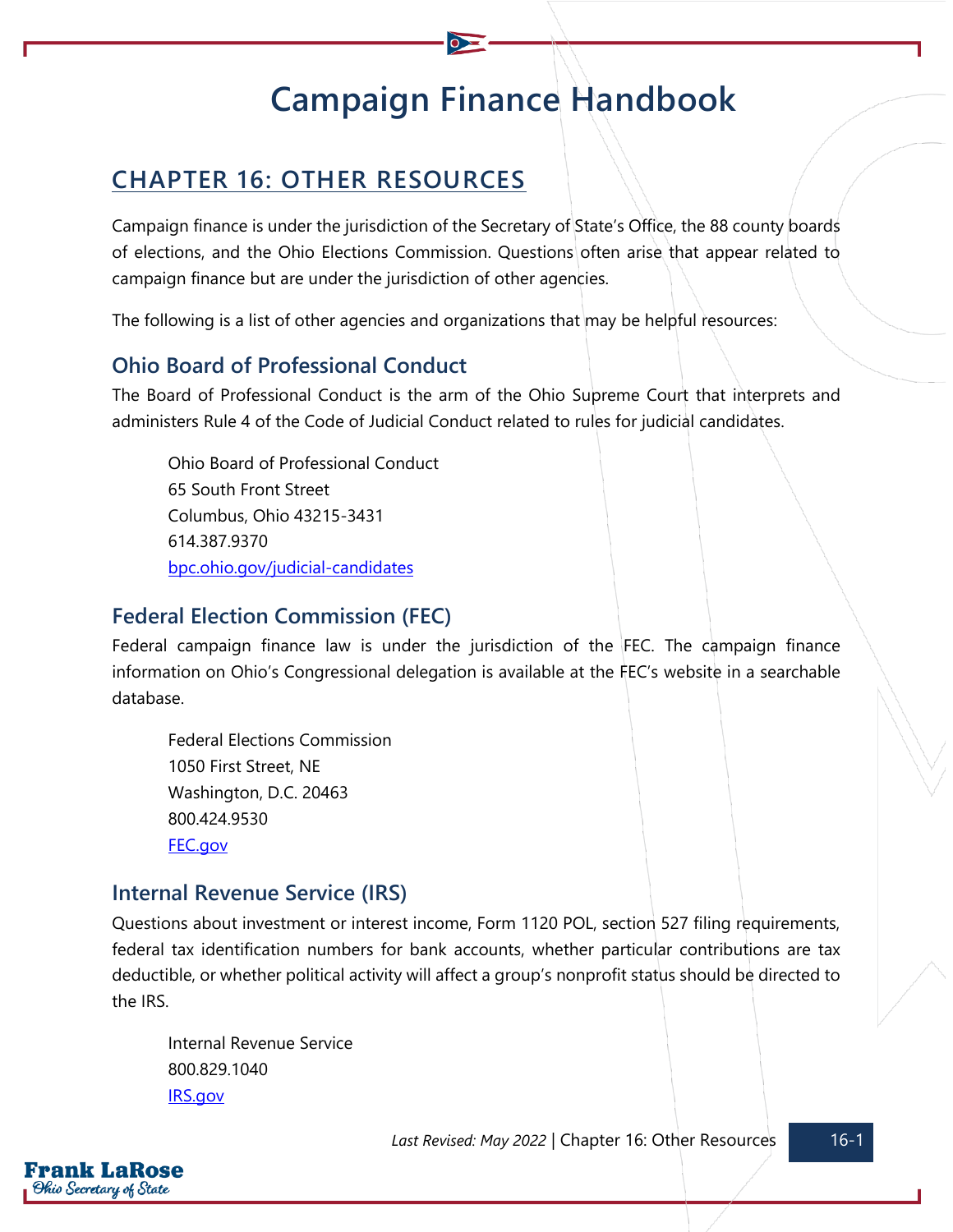# Campaign Finance Handbook

## CHAPTER 16: OTHER RESOURCES

Campaign finance is under the jurisdiction of the Secretary of State's Office, the 88 county boards of elections, and the Ohio Elections Commission. Questions often arise that appear related to campaign finance but are under the jurisdiction of other agencies.

The following is a list of other agencies and organizations that may be helpful resources:

### Ohio Board of Professional Conduct

The Board of Professional Conduct is the arm of the Ohio Supreme Court that interprets and administers Rule 4 of the Code of Judicial Conduct related to rules for judicial candidates.

Ohio Board of Professional Conduct
65 South Front Street
Columbus, Ohio 43215-3431
614.387.9370
bpc.ohio.gov/judicial-candidates

### Federal Election Commission (FEC)

Federal campaign finance law is under the jurisdiction of the FEC. The campaign finance information on Ohio's Congressional delegation is available at the FEC's website in a searchable database.

Federal Elections Commission
1050 First Street, NE
Washington, D.C. 20463
800.424.9530
FEC.gov

### Internal Revenue Service (IRS)

Questions about investment or interest income, Form 1120 POL, section 527 filing requirements, federal tax identification numbers for bank accounts, whether particular contributions are tax deductible, or whether political activity will affect a group's nonprofit status should be directed to the IRS.

Internal Revenue Service
800.829.1040
IRS.gov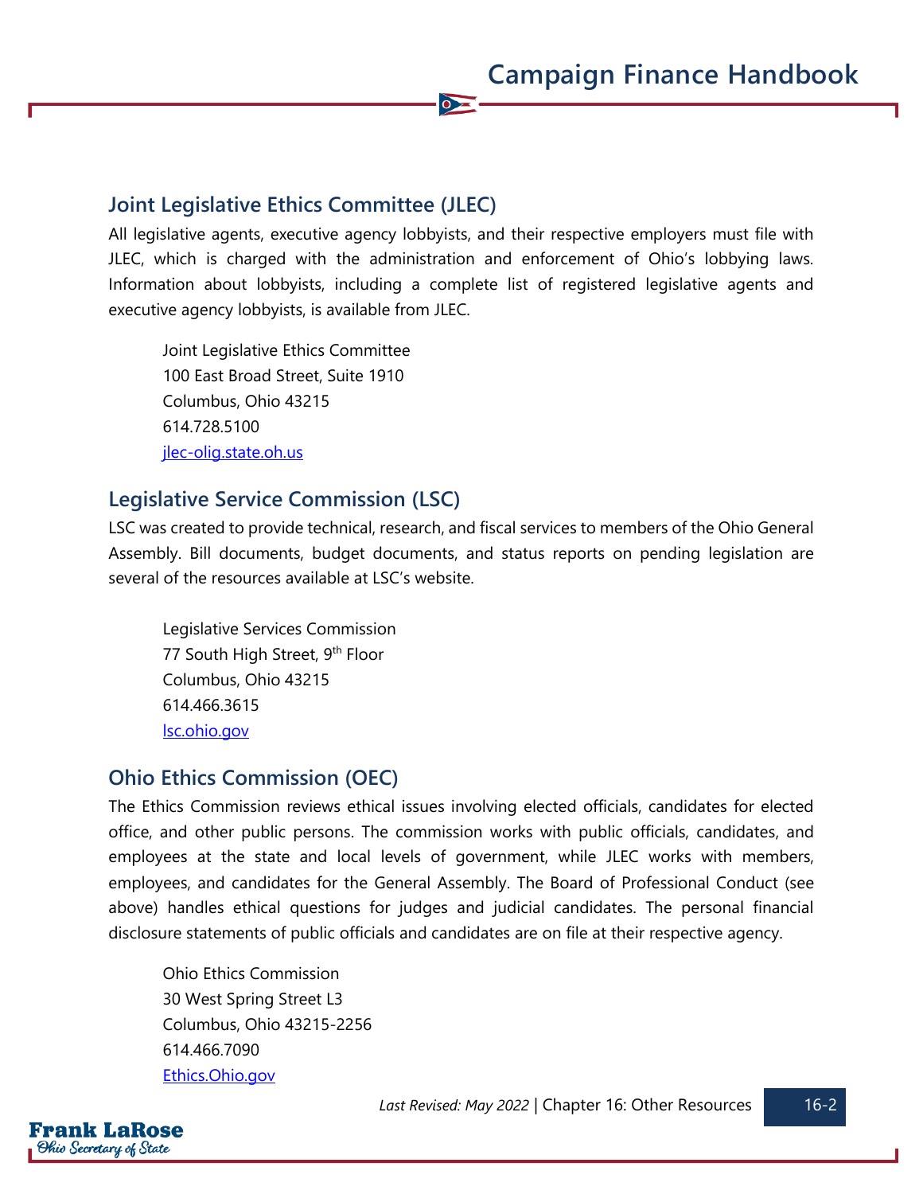## Joint Legislative Ethics Committee (JLEC)

All legislative agents, executive agency lobbyists, and their respective employers must file with JLEC, which is charged with the administration and enforcement of Ohio's lobbying laws. Information about lobbyists, including a complete list of registered legislative agents and executive agency lobbyists, is available from JLEC.

Joint Legislative Ethics Committee
100 East Broad Street, Suite 1910
Columbus, Ohio 43215
614.728.5100
[jlec-olig.state.oh.us](jlec-olig.state.oh.us)

## Legislative Service Commission (LSC)

LSC was created to provide technical, research, and fiscal services to members of the Ohio General Assembly. Bill documents, budget documents, and status reports on pending legislation are several of the resources available at LSC's website.

Legislative Services Commission
77 South High Street, 9th Floor
Columbus, Ohio 43215
614.466.3615
[lsc.ohio.gov](lsc.ohio.gov)

## Ohio Ethics Commission (OEC)

The Ethics Commission reviews ethical issues involving elected officials, candidates for elected office, and other public persons. The commission works with public officials, candidates, and employees at the state and local levels of government, while JLEC works with members, employees, and candidates for the General Assembly. The Board of Professional Conduct (see above) handles ethical questions for judges and judicial candidates. The personal financial disclosure statements of public officials and candidates are on file at their respective agency.

Ohio Ethics Commission
30 West Spring Street L3
Columbus, Ohio 43215-2256
614.466.7090
[Ethics.Ohio.gov](Ethics.Ohio.gov)